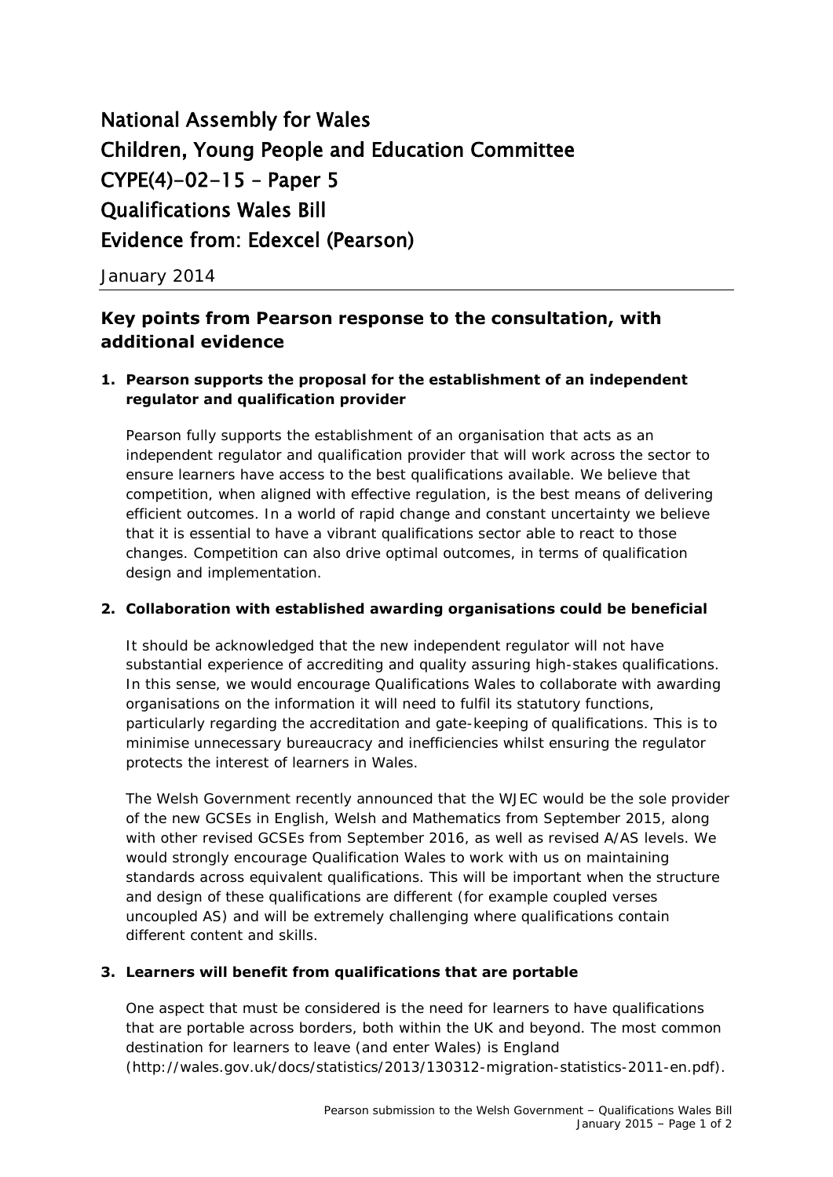# National Assembly for Wales
# Children, Young People and Education Committee
# CYPE(4)-02-15 – Paper 5
# Qualifications Wales Bill
# Evidence from: Edexcel (Pearson)

January 2014

## Key points from Pearson response to the consultation, with additional evidence

### 1. Pearson supports the proposal for the establishment of an independent regulator and qualification provider

Pearson fully supports the establishment of an organisation that acts as an independent regulator and qualification provider that will work across the sector to ensure learners have access to the best qualifications available. We believe that competition, when aligned with effective regulation, is the best means of delivering efficient outcomes. In a world of rapid change and constant uncertainty we believe that it is essential to have a vibrant qualifications sector able to react to those changes. Competition can also drive optimal outcomes, in terms of qualification design and implementation.

### 2. Collaboration with established awarding organisations could be beneficial

It should be acknowledged that the new independent regulator will not have substantial experience of accrediting and quality assuring high-stakes qualifications. In this sense, we would encourage Qualifications Wales to collaborate with awarding organisations on the information it will need to fulfil its statutory functions, particularly regarding the accreditation and gate-keeping of qualifications. This is to minimise unnecessary bureaucracy and inefficiencies whilst ensuring the regulator protects the interest of learners in Wales.

The Welsh Government recently announced that the WJEC would be the sole provider of the new GCSEs in English, Welsh and Mathematics from September 2015, along with other revised GCSEs from September 2016, as well as revised A/AS levels. We would strongly encourage Qualification Wales to work with us on maintaining standards across equivalent qualifications. This will be important when the structure and design of these qualifications are different (for example coupled verses uncoupled AS) and will be extremely challenging where qualifications contain different content and skills.

### 3. Learners will benefit from qualifications that are portable

One aspect that must be considered is the need for learners to have qualifications that are portable across borders, both within the UK and beyond. The most common destination for learners to leave (and enter Wales) is England (http://wales.gov.uk/docs/statistics/2013/130312-migration-statistics-2011-en.pdf).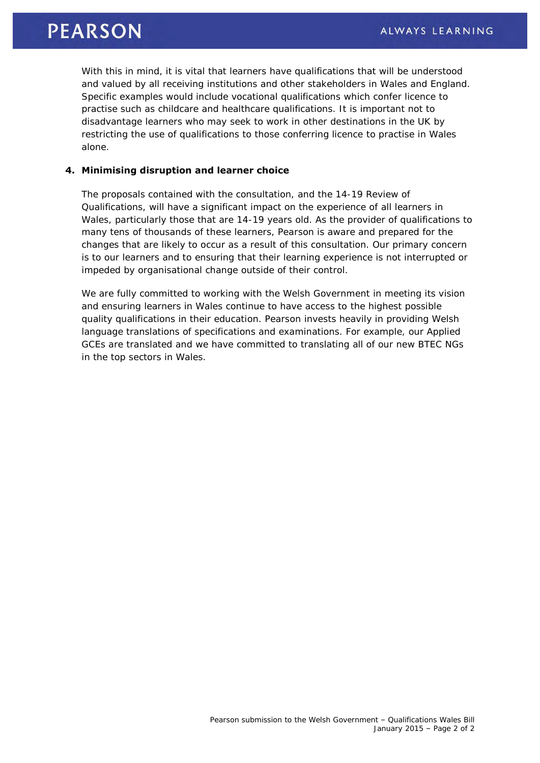With this in mind, it is vital that learners have qualifications that will be understood and valued by all receiving institutions and other stakeholders in Wales and England. Specific examples would include vocational qualifications which confer licence to practise such as childcare and healthcare qualifications. It is important not to disadvantage learners who may seek to work in other destinations in the UK by restricting the use of qualifications to those conferring licence to practise in Wales alone.

**4. Minimising disruption and learner choice**

The proposals contained with the consultation, and the 14-19 Review of Qualifications, will have a significant impact on the experience of all learners in Wales, particularly those that are 14-19 years old. As the provider of qualifications to many tens of thousands of these learners, Pearson is aware and prepared for the changes that are likely to occur as a result of this consultation. Our primary concern is to our learners and to ensuring that their learning experience is not interrupted or impeded by organisational change outside of their control.

We are fully committed to working with the Welsh Government in meeting its vision and ensuring learners in Wales continue to have access to the highest possible quality qualifications in their education. Pearson invests heavily in providing Welsh language translations of specifications and examinations. For example, our Applied GCEs are translated and we have committed to translating all of our new BTEC NGs in the top sectors in Wales.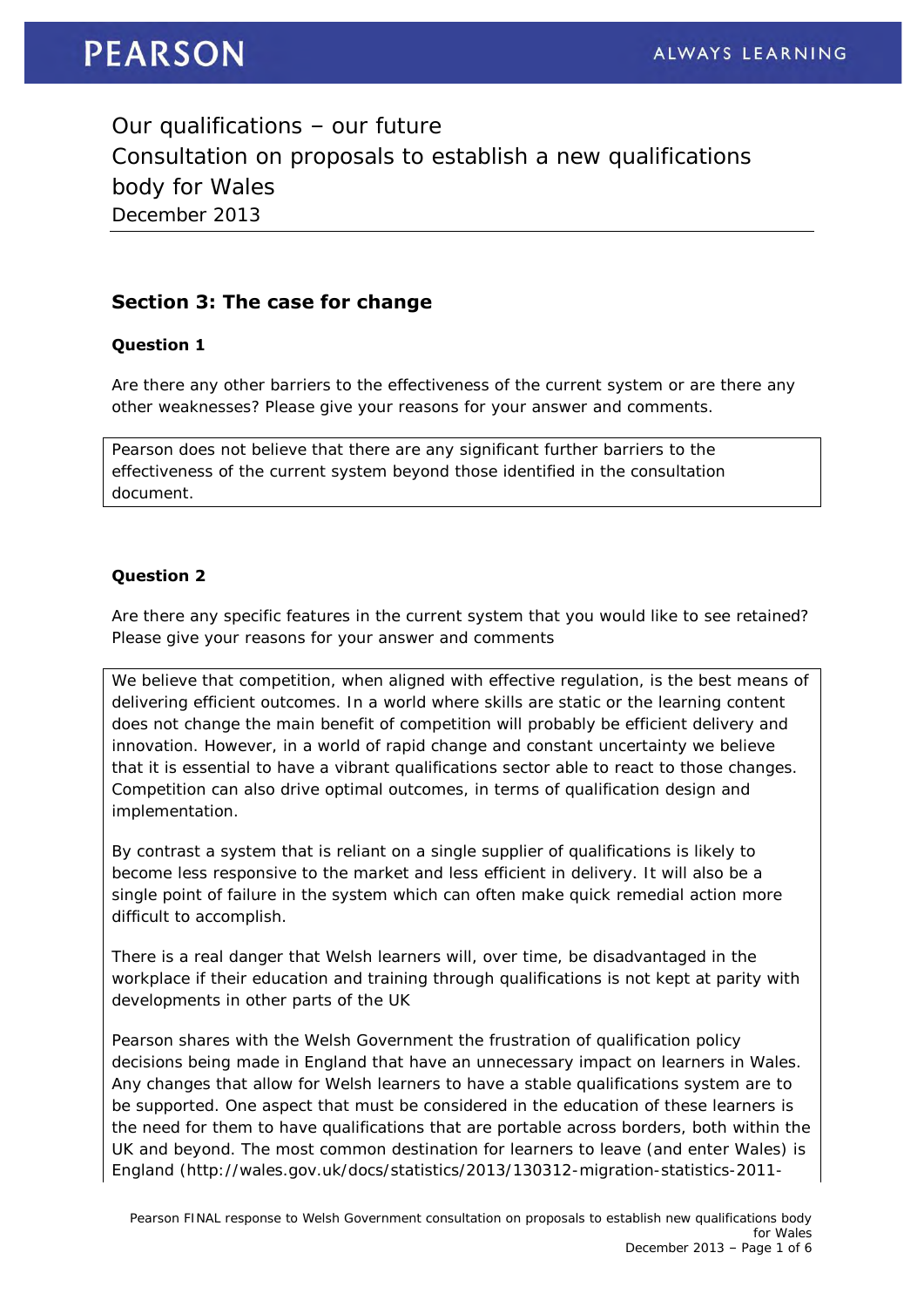Our qualifications – our future

Consultation on proposals to establish a new qualifications body for Wales

December 2013

## Section 3: The case for change

### Question 1

Are there any other barriers to the effectiveness of the current system or are there any other weaknesses? Please give your reasons for your answer and comments.

Pearson does not believe that there are any significant further barriers to the effectiveness of the current system beyond those identified in the consultation document.

### Question 2

Are there any specific features in the current system that you would like to see retained? Please give your reasons for your answer and comments

We believe that competition, when aligned with effective regulation, is the best means of delivering efficient outcomes. In a world where skills are static or the learning content does not change the main benefit of competition will probably be efficient delivery and innovation. However, in a world of rapid change and constant uncertainty we believe that it is essential to have a vibrant qualifications sector able to react to those changes. Competition can also drive optimal outcomes, in terms of qualification design and implementation.

By contrast a system that is reliant on a single supplier of qualifications is likely to become less responsive to the market and less efficient in delivery. It will also be a single point of failure in the system which can often make quick remedial action more difficult to accomplish.

There is a real danger that Welsh learners will, over time, be disadvantaged in the workplace if their education and training through qualifications is not kept at parity with developments in other parts of the UK

Pearson shares with the Welsh Government the frustration of qualification policy decisions being made in England that have an unnecessary impact on learners in Wales. Any changes that allow for Welsh learners to have a stable qualifications system are to be supported. One aspect that must be considered in the education of these learners is the need for them to have qualifications that are portable across borders, both within the UK and beyond. The most common destination for learners to leave (and enter Wales) is England (http://wales.gov.uk/docs/statistics/2013/130312-migration-statistics-2011-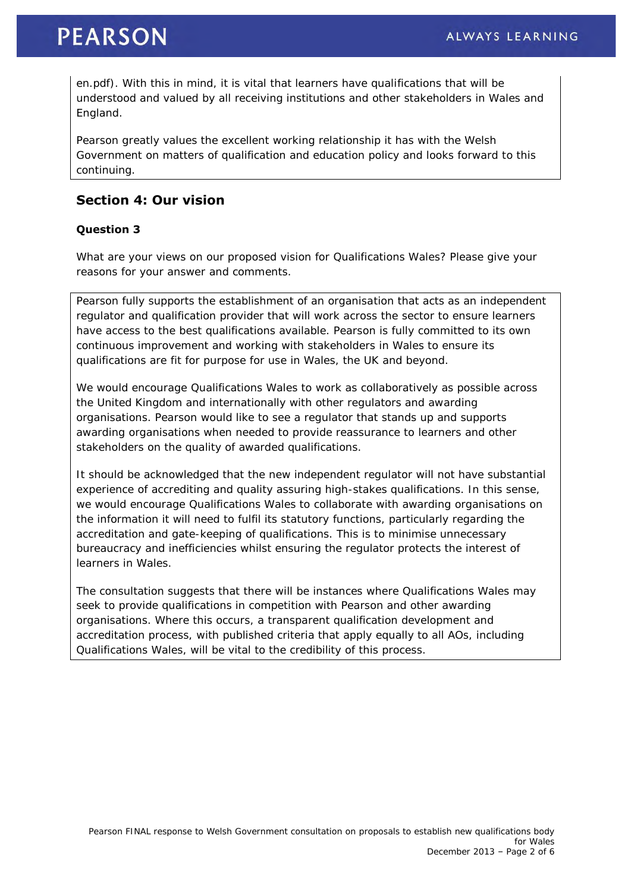en.pdf). With this in mind, it is vital that learners have qualifications that will be understood and valued by all receiving institutions and other stakeholders in Wales and England.

Pearson greatly values the excellent working relationship it has with the Welsh Government on matters of qualification and education policy and looks forward to this continuing.

## Section 4: Our vision

### Question 3

What are your views on our proposed vision for Qualifications Wales? Please give your reasons for your answer and comments.

Pearson fully supports the establishment of an organisation that acts as an independent regulator and qualification provider that will work across the sector to ensure learners have access to the best qualifications available. Pearson is fully committed to its own continuous improvement and working with stakeholders in Wales to ensure its qualifications are fit for purpose for use in Wales, the UK and beyond.

We would encourage Qualifications Wales to work as collaboratively as possible across the United Kingdom and internationally with other regulators and awarding organisations. Pearson would like to see a regulator that stands up and supports awarding organisations when needed to provide reassurance to learners and other stakeholders on the quality of awarded qualifications.

It should be acknowledged that the new independent regulator will not have substantial experience of accrediting and quality assuring high-stakes qualifications. In this sense, we would encourage Qualifications Wales to collaborate with awarding organisations on the information it will need to fulfil its statutory functions, particularly regarding the accreditation and gate-keeping of qualifications. This is to minimise unnecessary bureaucracy and inefficiencies whilst ensuring the regulator protects the interest of learners in Wales.

The consultation suggests that there will be instances where Qualifications Wales may seek to provide qualifications in competition with Pearson and other awarding organisations. Where this occurs, a transparent qualification development and accreditation process, with published criteria that apply equally to all AOs, including Qualifications Wales, will be vital to the credibility of this process.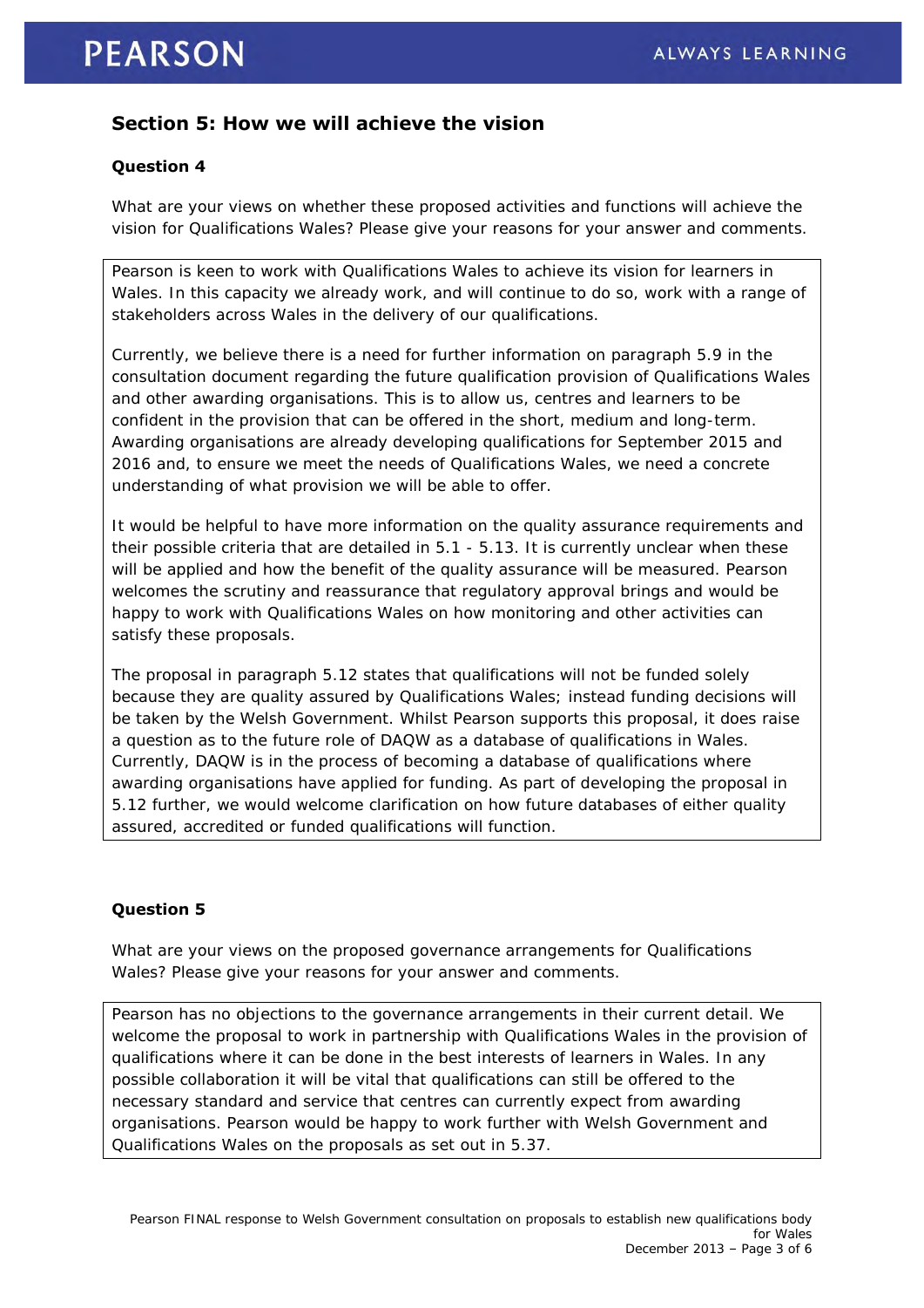## Section 5: How we will achieve the vision

### Question 4

What are your views on whether these proposed activities and functions will achieve the vision for Qualifications Wales? Please give your reasons for your answer and comments.

Pearson is keen to work with Qualifications Wales to achieve its vision for learners in Wales. In this capacity we already work, and will continue to do so, work with a range of stakeholders across Wales in the delivery of our qualifications.

Currently, we believe there is a need for further information on paragraph 5.9 in the consultation document regarding the future qualification provision of Qualifications Wales and other awarding organisations. This is to allow us, centres and learners to be confident in the provision that can be offered in the short, medium and long-term. Awarding organisations are already developing qualifications for September 2015 and 2016 and, to ensure we meet the needs of Qualifications Wales, we need a concrete understanding of what provision we will be able to offer.

It would be helpful to have more information on the quality assurance requirements and their possible criteria that are detailed in 5.1 - 5.13. It is currently unclear when these will be applied and how the benefit of the quality assurance will be measured. Pearson welcomes the scrutiny and reassurance that regulatory approval brings and would be happy to work with Qualifications Wales on how monitoring and other activities can satisfy these proposals.

The proposal in paragraph 5.12 states that qualifications will not be funded solely because they are quality assured by Qualifications Wales; instead funding decisions will be taken by the Welsh Government. Whilst Pearson supports this proposal, it does raise a question as to the future role of DAQW as a database of qualifications in Wales. Currently, DAQW is in the process of becoming a database of qualifications where awarding organisations have applied for funding. As part of developing the proposal in 5.12 further, we would welcome clarification on how future databases of either quality assured, accredited or funded qualifications will function.

### Question 5

What are your views on the proposed governance arrangements for Qualifications Wales? Please give your reasons for your answer and comments.

Pearson has no objections to the governance arrangements in their current detail. We welcome the proposal to work in partnership with Qualifications Wales in the provision of qualifications where it can be done in the best interests of learners in Wales. In any possible collaboration it will be vital that qualifications can still be offered to the necessary standard and service that centres can currently expect from awarding organisations. Pearson would be happy to work further with Welsh Government and Qualifications Wales on the proposals as set out in 5.37.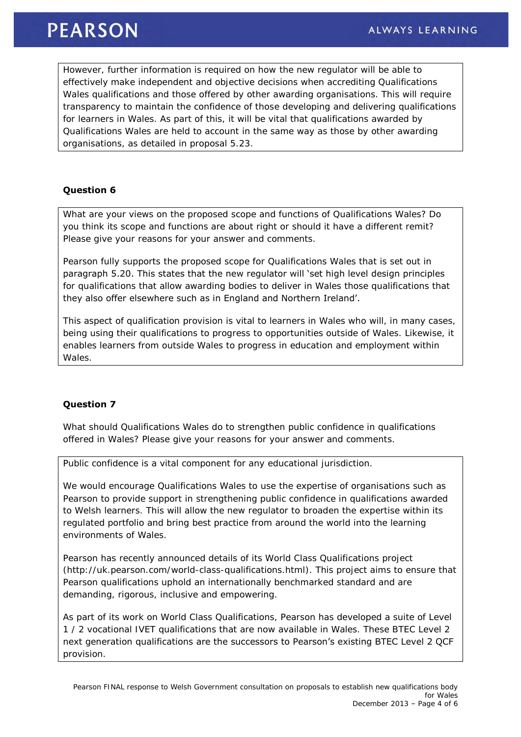However, further information is required on how the new regulator will be able to effectively make independent and objective decisions when accrediting Qualifications Wales qualifications and those offered by other awarding organisations. This will require transparency to maintain the confidence of those developing and delivering qualifications for learners in Wales. As part of this, it will be vital that qualifications awarded by Qualifications Wales are held to account in the same way as those by other awarding organisations, as detailed in proposal 5.23.

**Question 6**

What are your views on the proposed scope and functions of Qualifications Wales? Do you think its scope and functions are about right or should it have a different remit? Please give your reasons for your answer and comments.

Pearson fully supports the proposed scope for Qualifications Wales that is set out in paragraph 5.20. This states that the new regulator will 'set high level design principles for qualifications that allow awarding bodies to deliver in Wales those qualifications that they also offer elsewhere such as in England and Northern Ireland'.

This aspect of qualification provision is vital to learners in Wales who will, in many cases, being using their qualifications to progress to opportunities outside of Wales. Likewise, it enables learners from outside Wales to progress in education and employment within Wales.

**Question 7**

What should Qualifications Wales do to strengthen public confidence in qualifications offered in Wales? Please give your reasons for your answer and comments.

Public confidence is a vital component for any educational jurisdiction.

We would encourage Qualifications Wales to use the expertise of organisations such as Pearson to provide support in strengthening public confidence in qualifications awarded to Welsh learners. This will allow the new regulator to broaden the expertise within its regulated portfolio and bring best practice from around the world into the learning environments of Wales.

Pearson has recently announced details of its World Class Qualifications project (http://uk.pearson.com/world-class-qualifications.html). This project aims to ensure that Pearson qualifications uphold an internationally benchmarked standard and are demanding, rigorous, inclusive and empowering.

As part of its work on World Class Qualifications, Pearson has developed a suite of Level 1 / 2 vocational IVET qualifications that are now available in Wales. These BTEC Level 2 next generation qualifications are the successors to Pearson's existing BTEC Level 2 QCF provision.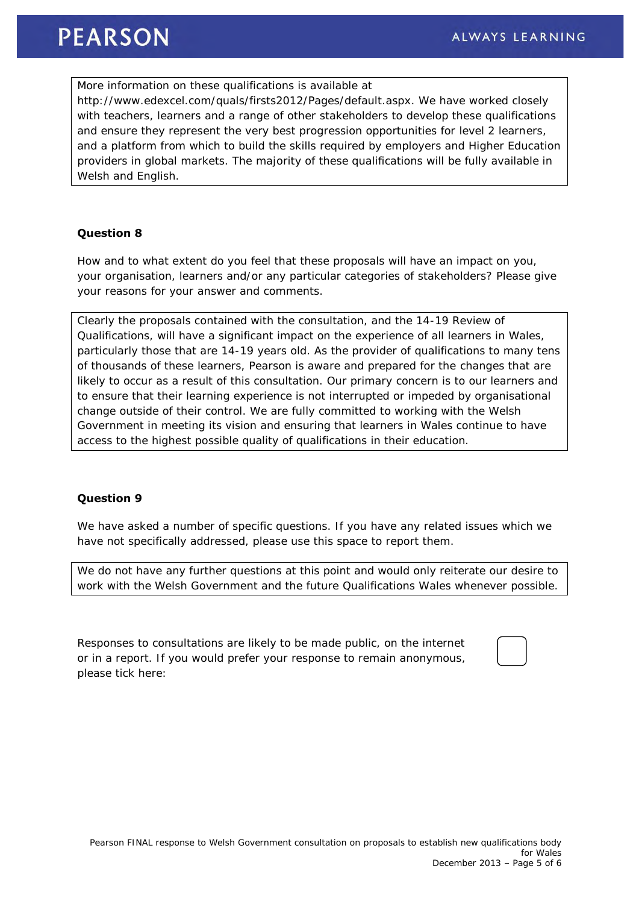More information on these qualifications is available at http://www.edexcel.com/quals/firsts2012/Pages/default.aspx. We have worked closely with teachers, learners and a range of other stakeholders to develop these qualifications and ensure they represent the very best progression opportunities for level 2 learners, and a platform from which to build the skills required by employers and Higher Education providers in global markets. The majority of these qualifications will be fully available in Welsh and English.

**Question 8**

How and to what extent do you feel that these proposals will have an impact on you, your organisation, learners and/or any particular categories of stakeholders? Please give your reasons for your answer and comments.

Clearly the proposals contained with the consultation, and the 14-19 Review of Qualifications, will have a significant impact on the experience of all learners in Wales, particularly those that are 14-19 years old. As the provider of qualifications to many tens of thousands of these learners, Pearson is aware and prepared for the changes that are likely to occur as a result of this consultation. Our primary concern is to our learners and to ensure that their learning experience is not interrupted or impeded by organisational change outside of their control. We are fully committed to working with the Welsh Government in meeting its vision and ensuring that learners in Wales continue to have access to the highest possible quality of qualifications in their education.

**Question 9**

We have asked a number of specific questions. If you have any related issues which we have not specifically addressed, please use this space to report them.

We do not have any further questions at this point and would only reiterate our desire to work with the Welsh Government and the future Qualifications Wales whenever possible.

Responses to consultations are likely to be made public, on the internet or in a report. If you would prefer your response to remain anonymous, please tick here: ☐